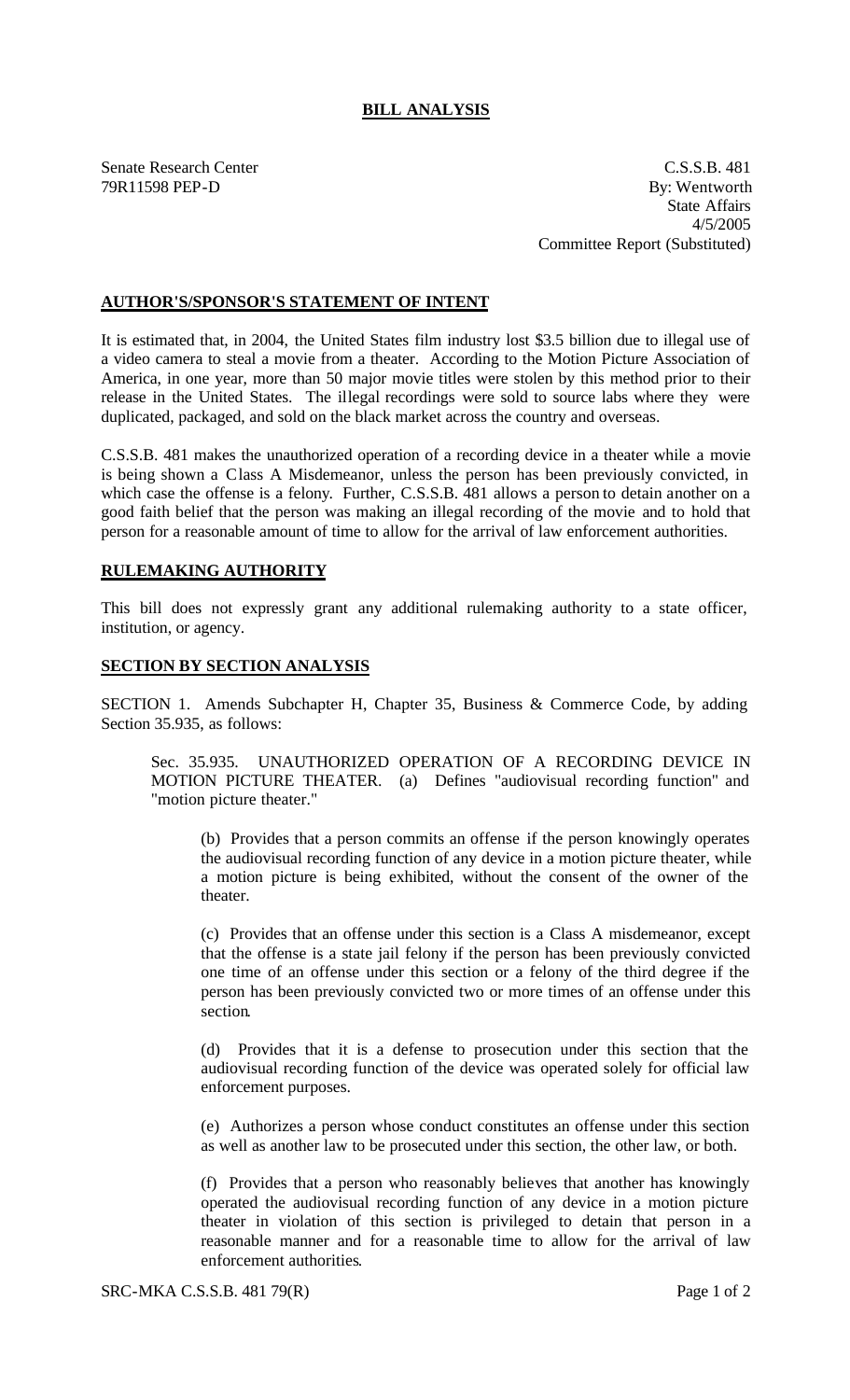# BILL ANALYSIS

Senate Research Center
79R11598 PEP-D

C.S.S.B. 481
By: Wentworth
State Affairs
4/5/2005
Committee Report (Substituted)

## AUTHOR'S/SPONSOR'S STATEMENT OF INTENT

It is estimated that, in 2004, the United States film industry lost $3.5 billion due to illegal use of a video camera to steal a movie from a theater. According to the Motion Picture Association of America, in one year, more than 50 major movie titles were stolen by this method prior to their release in the United States. The illegal recordings were sold to source labs where they were duplicated, packaged, and sold on the black market across the country and overseas.

C.S.S.B. 481 makes the unauthorized operation of a recording device in a theater while a movie is being shown a Class A Misdemeanor, unless the person has been previously convicted, in which case the offense is a felony. Further, C.S.S.B. 481 allows a person to detain another on a good faith belief that the person was making an illegal recording of the movie and to hold that person for a reasonable amount of time to allow for the arrival of law enforcement authorities.

## RULEMAKING AUTHORITY

This bill does not expressly grant any additional rulemaking authority to a state officer, institution, or agency.

## SECTION BY SECTION ANALYSIS

SECTION 1. Amends Subchapter H, Chapter 35, Business & Commerce Code, by adding Section 35.935, as follows:

Sec. 35.935. UNAUTHORIZED OPERATION OF A RECORDING DEVICE IN MOTION PICTURE THEATER. (a) Defines "audiovisual recording function" and "motion picture theater."

(b) Provides that a person commits an offense if the person knowingly operates the audiovisual recording function of any device in a motion picture theater, while a motion picture is being exhibited, without the consent of the owner of the theater.

(c) Provides that an offense under this section is a Class A misdemeanor, except that the offense is a state jail felony if the person has been previously convicted one time of an offense under this section or a felony of the third degree if the person has been previously convicted two or more times of an offense under this section.

(d) Provides that it is a defense to prosecution under this section that the audiovisual recording function of the device was operated solely for official law enforcement purposes.

(e) Authorizes a person whose conduct constitutes an offense under this section as well as another law to be prosecuted under this section, the other law, or both.

(f) Provides that a person who reasonably believes that another has knowingly operated the audiovisual recording function of any device in a motion picture theater in violation of this section is privileged to detain that person in a reasonable manner and for a reasonable time to allow for the arrival of law enforcement authorities.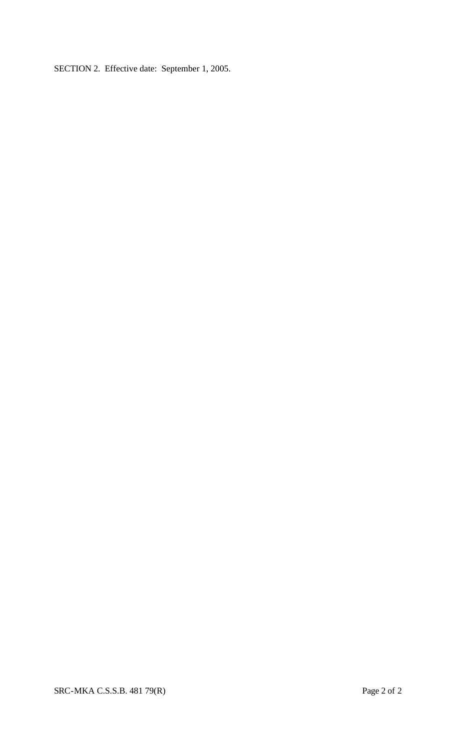SECTION 2. Effective date: September 1, 2005.